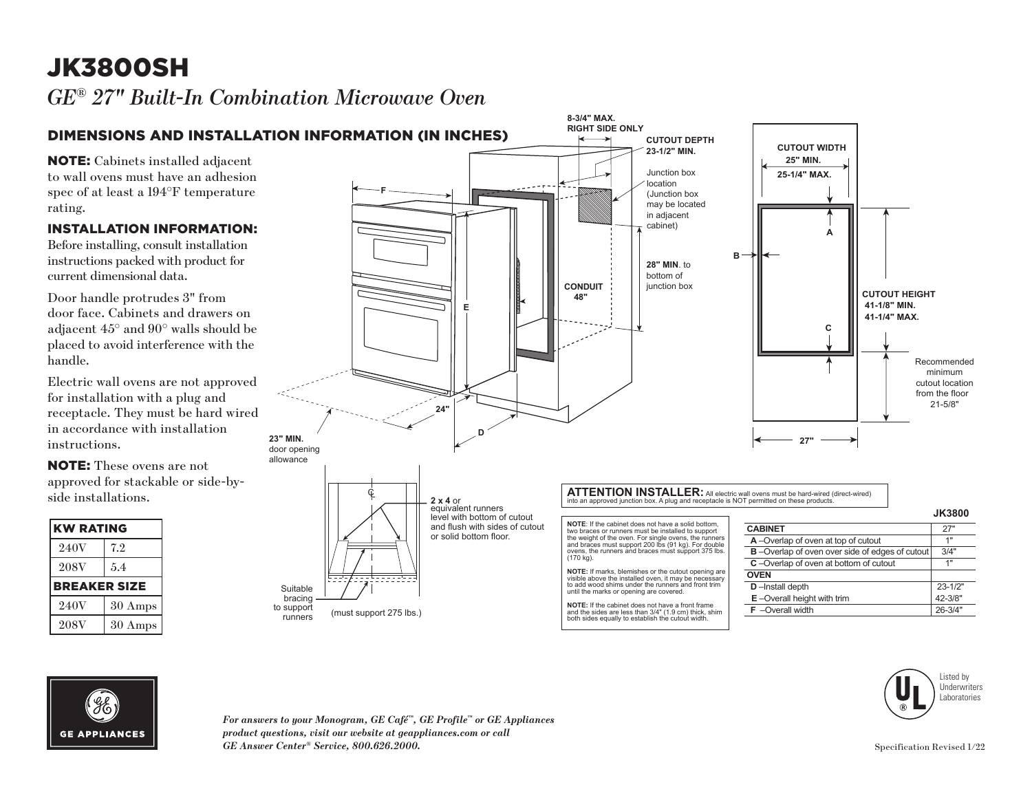# JK3800SH

*GE® 27" Built-In Combination Microwave Oven*

## DIMENSIONS AND INSTALLATION INFORMATION (IN INCHES)

**NOTE:** Cabinets installed adjacent to wall ovens must have an adhesion spec of at least a 194°F temperature rating.

### INSTALLATION INFORMATION:

Before installing, consult installation instructions packed with product for current dimensional data.

Door handle protrudes 3" from door face. Cabinets and drawers on adjacent 45° and 90° walls should be placed to avoid interference with the handle.

Electric wall ovens are not approved for installation with a plug and receptacle. They must be hard wired in accordance with installation instructions.

**NOTE:** These ovens are not approved for stackable or side-by-side installations.

| KW RATING | |
|---|---|
| 240V | 7.2 |
| 208V | 5.4 |
| **BREAKER SIZE** | |
| 240V | 30 Amps |
| 208V | 30 Amps |

8-3/4" MAX. RIGHT SIDE ONLY

CUTOUT DEPTH 23-1/2" MIN.

Junction box location (Junction box may be located in adjacent cabinet)

28" MIN. to bottom of junction box

CONDUIT 48"

23" MIN. door opening allowance

24"

CUTOUT WIDTH 25" MIN. 25-1/4" MAX.

CUTOUT HEIGHT 41-1/8" MIN. 41-1/4" MAX.

Recommended minimum cutout location from the floor 21-5/8"

27"

2 x 4 or equivalent runners level with bottom of cutout and flush with sides of cutout or solid bottom floor.

Suitable bracing to support runners (must support 275 lbs.)

**ATTENTION INSTALLER:** All electric wall ovens must be hard-wired (direct-wired) into an approved junction box. A plug and receptacle is NOT permitted on these products.

**NOTE**: If the cabinet does not have a solid bottom, two braces or runners must be installed to support the weight of the oven. For single ovens, the runners and braces must support 200 lbs (91 kg). For double ovens, the runners and braces must support 375 lbs. (170 kg).

**NOTE:** If marks, blemishes or the cutout opening are visible above the installed oven, it may be necessary to add wood shims under the runners and front trim until the marks or opening are covered.

**NOTE:** If the cabinet does not have a front frame and the sides are less than 3/4" (1.9 cm) thick, shim both sides equally to establish the cutout width.

| | JK3800 |
|---|---|
| **CABINET** | 27" |
| **A** –Overlap of oven at top of cutout | 1" |
| **B** –Overlap of oven over side of edges of cutout | 3/4" |
| **C** –Overlap of oven at bottom of cutout | 1" |
| **OVEN** | |
| **D** –Install depth | 23-1/2" |
| **E** –Overall height with trim | 42-3/8" |
| **F** –Overall width | 26-3/4" |

*For answers to your Monogram, GE Café™, GE Profile™ or GE Appliances product questions, visit our website at geappliances.com or call GE Answer Center® Service, 800.626.2000.*

Listed by Underwriters Laboratories

Specification Revised 1/22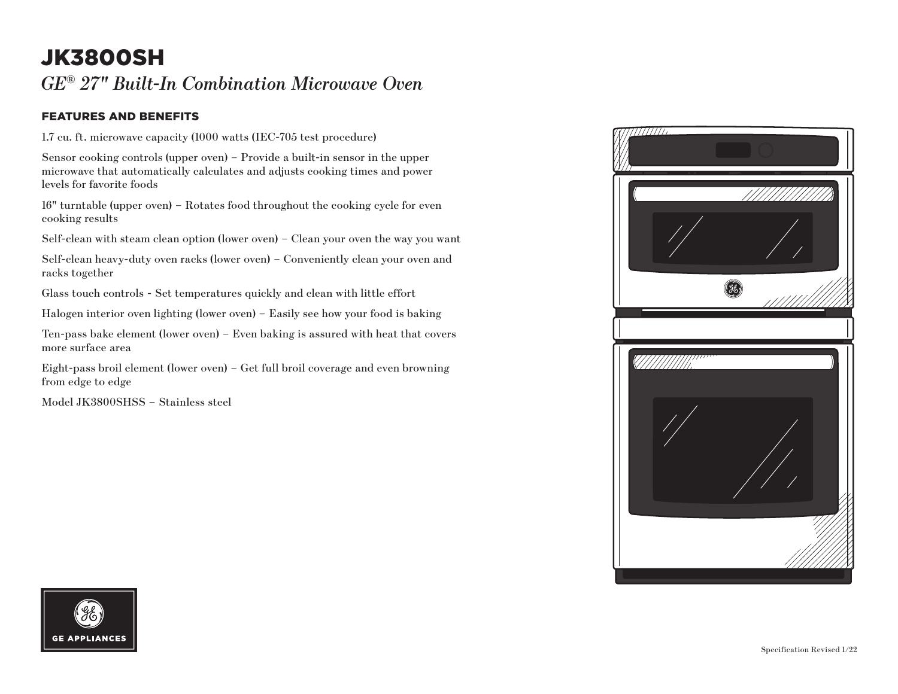# JK3800SH

*GE® 27" Built-In Combination Microwave Oven*

## FEATURES AND BENEFITS

1.7 cu. ft. microwave capacity (1000 watts (IEC-705 test procedure)

Sensor cooking controls (upper oven) – Provide a built-in sensor in the upper microwave that automatically calculates and adjusts cooking times and power levels for favorite foods

16" turntable (upper oven) – Rotates food throughout the cooking cycle for even cooking results

Self-clean with steam clean option (lower oven) – Clean your oven the way you want

Self-clean heavy-duty oven racks (lower oven) – Conveniently clean your oven and racks together

Glass touch controls - Set temperatures quickly and clean with little effort

Halogen interior oven lighting (lower oven) – Easily see how your food is baking

Ten-pass bake element (lower oven) – Even baking is assured with heat that covers more surface area

Eight-pass broil element (lower oven) – Get full broil coverage and even browning from edge to edge

Model JK3800SHSS – Stainless steel

GE APPLIANCES

Specification Revised 1/22